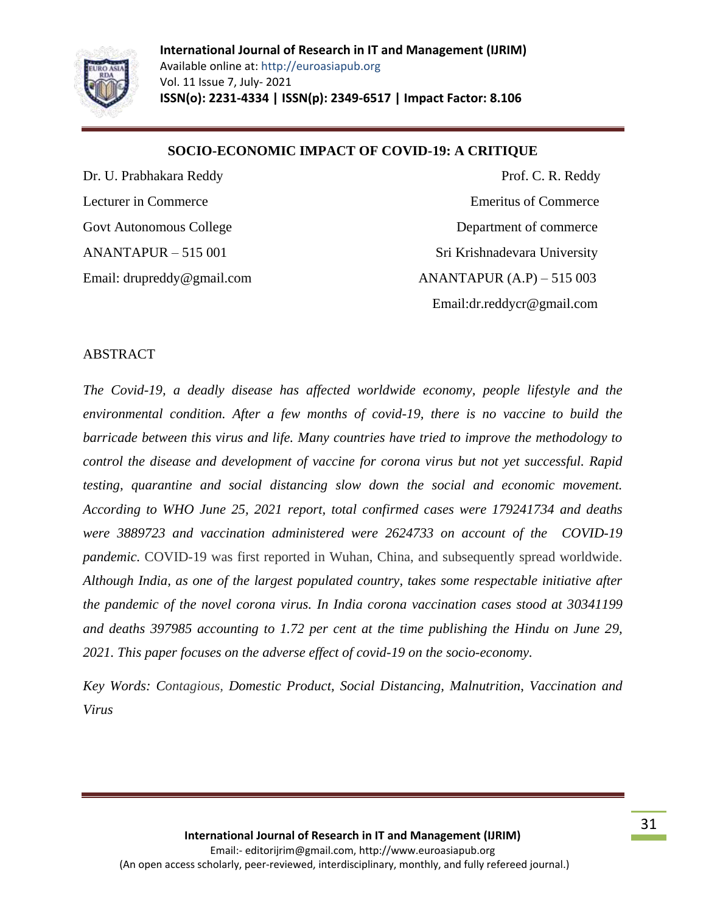# SOCIO-ECONOMIC IMPACT OF COVID-19: A CRITIQUE

Dr. U. Prabhakara Reddy
Lecturer in Commerce
Govt Autonomous College
ANANTAPUR – 515 001
Email: drupreddy@gmail.com

Prof. C. R. Reddy
Emeritus of Commerce
Department of commerce
Sri Krishnadevara University
ANANTAPUR (A.P) – 515 003
Email:dr.reddycr@gmail.com

## ABSTRACT

*The Covid-19, a deadly disease has affected worldwide economy, people lifestyle and the environmental condition. After a few months of covid-19, there is no vaccine to build the barricade between this virus and life. Many countries have tried to improve the methodology to control the disease and development of vaccine for corona virus but not yet successful. Rapid testing, quarantine and social distancing slow down the social and economic movement. According to WHO June 25, 2021 report, total confirmed cases were 179241734 and deaths were 3889723 and vaccination administered were 2624733 on account of the COVID-19 pandemic.* COVID-19 was first reported in Wuhan, China, and subsequently spread worldwide. *Although India, as one of the largest populated country, takes some respectable initiative after the pandemic of the novel corona virus. In India corona vaccination cases stood at 30341199 and deaths 397985 accounting to 1.72 per cent at the time publishing the Hindu on June 29, 2021. This paper focuses on the adverse effect of covid-19 on the socio-economy.*

*Key Words: Contagious, Domestic Product, Social Distancing, Malnutrition, Vaccination and Virus*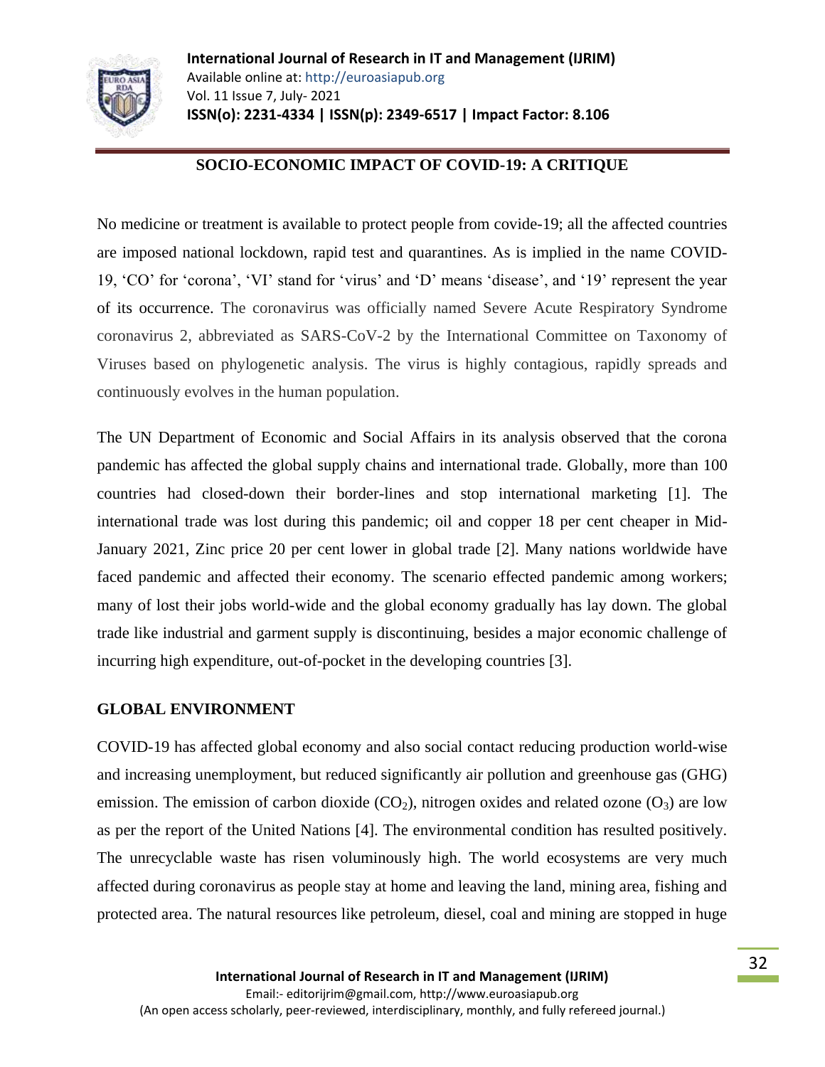## SOCIO-ECONOMIC IMPACT OF COVID-19: A CRITIQUE

No medicine or treatment is available to protect people from covide-19; all the affected countries are imposed national lockdown, rapid test and quarantines. As is implied in the name COVID-19, 'CO' for 'corona', 'VI' stand for 'virus' and 'D' means 'disease', and '19' represent the year of its occurrence. The coronavirus was officially named Severe Acute Respiratory Syndrome coronavirus 2, abbreviated as SARS-CoV-2 by the International Committee on Taxonomy of Viruses based on phylogenetic analysis. The virus is highly contagious, rapidly spreads and continuously evolves in the human population.

The UN Department of Economic and Social Affairs in its analysis observed that the corona pandemic has affected the global supply chains and international trade. Globally, more than 100 countries had closed-down their border-lines and stop international marketing [1]. The international trade was lost during this pandemic; oil and copper 18 per cent cheaper in Mid-January 2021, Zinc price 20 per cent lower in global trade [2]. Many nations worldwide have faced pandemic and affected their economy. The scenario effected pandemic among workers; many of lost their jobs world-wide and the global economy gradually has lay down. The global trade like industrial and garment supply is discontinuing, besides a major economic challenge of incurring high expenditure, out-of-pocket in the developing countries [3].

### GLOBAL ENVIRONMENT

COVID-19 has affected global economy and also social contact reducing production world-wise and increasing unemployment, but reduced significantly air pollution and greenhouse gas (GHG) emission. The emission of carbon dioxide ($CO_2$), nitrogen oxides and related ozone ($O_3$) are low as per the report of the United Nations [4]. The environmental condition has resulted positively. The unrecyclable waste has risen voluminously high. The world ecosystems are very much affected during coronavirus as people stay at home and leaving the land, mining area, fishing and protected area. The natural resources like petroleum, diesel, coal and mining are stopped in huge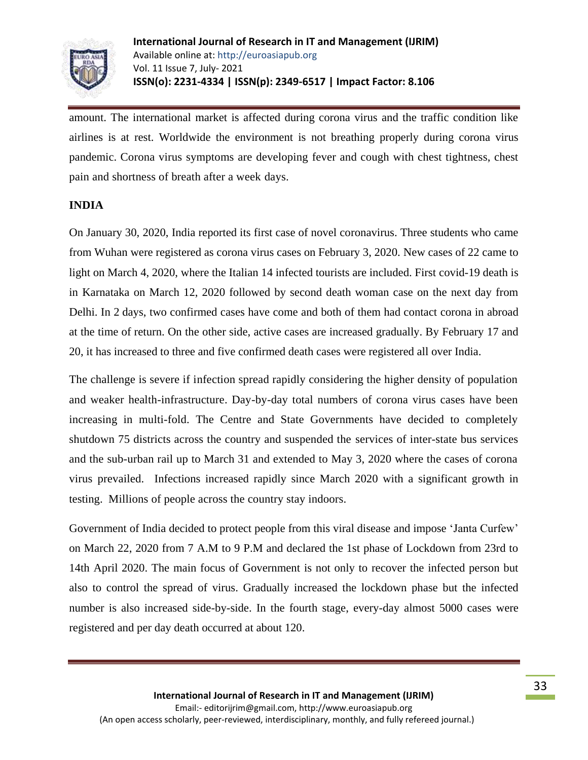amount. The international market is affected during corona virus and the traffic condition like airlines is at rest. Worldwide the environment is not breathing properly during corona virus pandemic. Corona virus symptoms are developing fever and cough with chest tightness, chest pain and shortness of breath after a week days.

## INDIA

On January 30, 2020, India reported its first case of novel coronavirus. Three students who came from Wuhan were registered as corona virus cases on February 3, 2020. New cases of 22 came to light on March 4, 2020, where the Italian 14 infected tourists are included. First covid-19 death is in Karnataka on March 12, 2020 followed by second death woman case on the next day from Delhi. In 2 days, two confirmed cases have come and both of them had contact corona in abroad at the time of return. On the other side, active cases are increased gradually. By February 17 and 20, it has increased to three and five confirmed death cases were registered all over India.

The challenge is severe if infection spread rapidly considering the higher density of population and weaker health-infrastructure. Day-by-day total numbers of corona virus cases have been increasing in multi-fold. The Centre and State Governments have decided to completely shutdown 75 districts across the country and suspended the services of inter-state bus services and the sub-urban rail up to March 31 and extended to May 3, 2020 where the cases of corona virus prevailed. Infections increased rapidly since March 2020 with a significant growth in testing. Millions of people across the country stay indoors.

Government of India decided to protect people from this viral disease and impose 'Janta Curfew' on March 22, 2020 from 7 A.M to 9 P.M and declared the 1st phase of Lockdown from 23rd to 14th April 2020. The main focus of Government is not only to recover the infected person but also to control the spread of virus. Gradually increased the lockdown phase but the infected number is also increased side-by-side. In the fourth stage, every-day almost 5000 cases were registered and per day death occurred at about 120.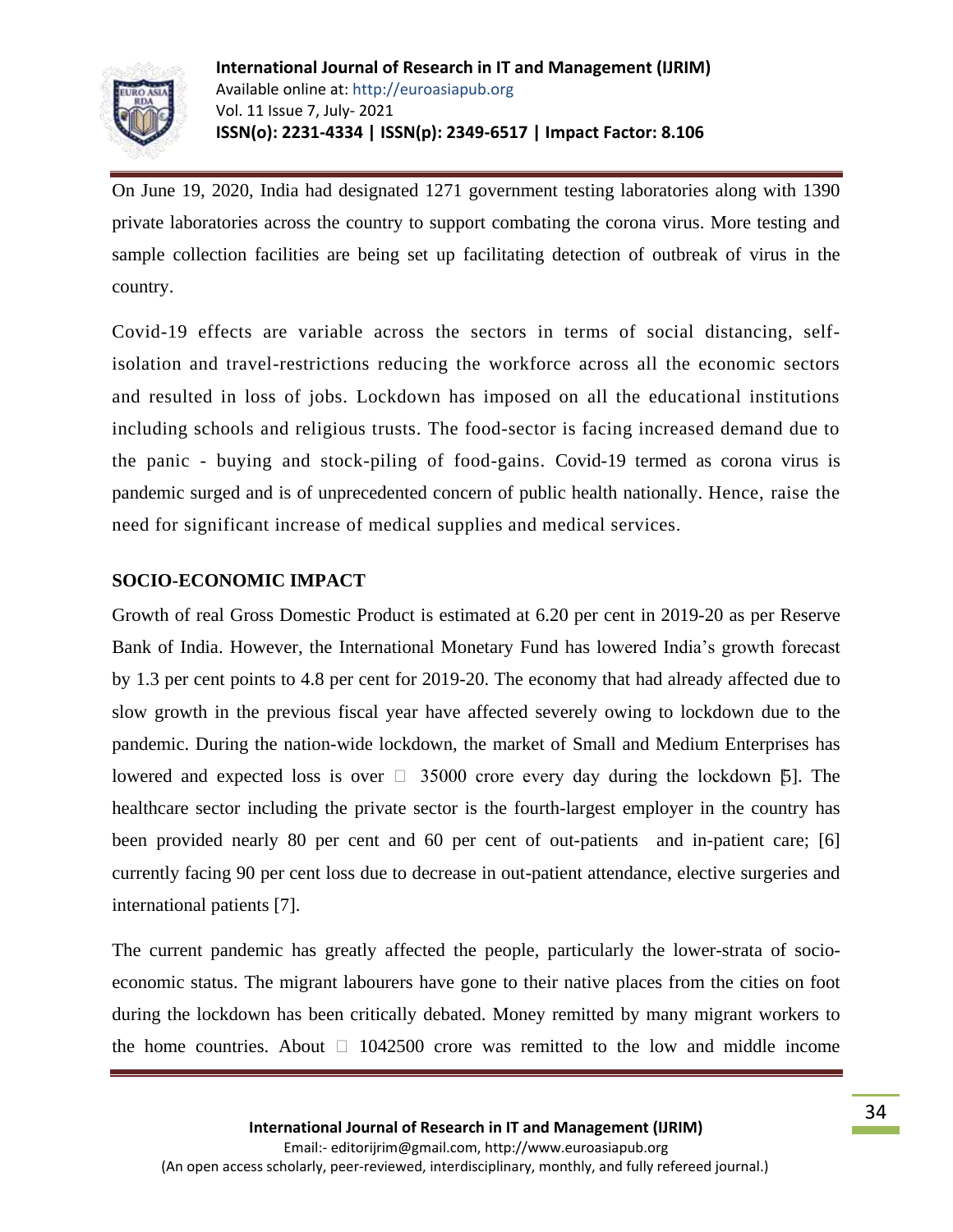On June 19, 2020, India had designated 1271 government testing laboratories along with 1390 private laboratories across the country to support combating the corona virus. More testing and sample collection facilities are being set up facilitating detection of outbreak of virus in the country.

Covid-19 effects are variable across the sectors in terms of social distancing, self-isolation and travel-restrictions reducing the workforce across all the economic sectors and resulted in loss of jobs. Lockdown has imposed on all the educational institutions including schools and religious trusts. The food-sector is facing increased demand due to the panic - buying and stock-piling of food-gains. Covid-19 termed as corona virus is pandemic surged and is of unprecedented concern of public health nationally. Hence, raise the need for significant increase of medical supplies and medical services.

## SOCIO-ECONOMIC IMPACT

Growth of real Gross Domestic Product is estimated at 6.20 per cent in 2019-20 as per Reserve Bank of India. However, the International Monetary Fund has lowered India's growth forecast by 1.3 per cent points to 4.8 per cent for 2019-20. The economy that had already affected due to slow growth in the previous fiscal year have affected severely owing to lockdown due to the pandemic. During the nation-wide lockdown, the market of Small and Medium Enterprises has lowered and expected loss is over  35000 crore every day during the lockdown [5]. The healthcare sector including the private sector is the fourth-largest employer in the country has been provided nearly 80 per cent and 60 per cent of out-patients and in-patient care; [6] currently facing 90 per cent loss due to decrease in out-patient attendance, elective surgeries and international patients [7].

The current pandemic has greatly affected the people, particularly the lower-strata of socio-economic status. The migrant labourers have gone to their native places from the cities on foot during the lockdown has been critically debated. Money remitted by many migrant workers to the home countries. About  1042500 crore was remitted to the low and middle income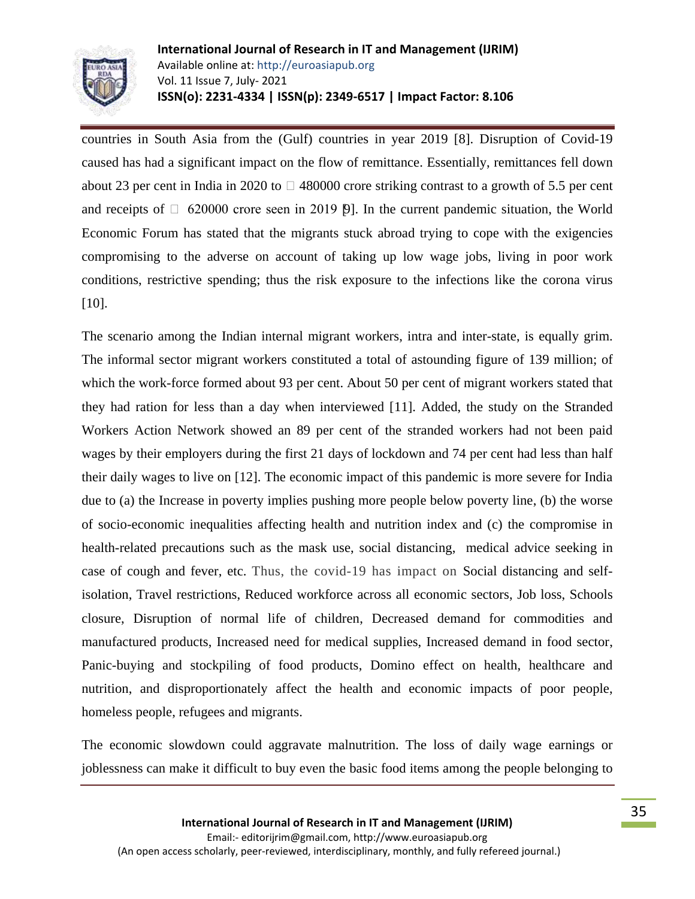countries in South Asia from the (Gulf) countries in year 2019 [8]. Disruption of Covid-19 caused has had a significant impact on the flow of remittance. Essentially, remittances fell down about 23 per cent in India in 2020 to  480000 crore striking contrast to a growth of 5.5 per cent and receipts of  620000 crore seen in 2019 [9]. In the current pandemic situation, the World Economic Forum has stated that the migrants stuck abroad trying to cope with the exigencies compromising to the adverse on account of taking up low wage jobs, living in poor work conditions, restrictive spending; thus the risk exposure to the infections like the corona virus [10].

The scenario among the Indian internal migrant workers, intra and inter-state, is equally grim. The informal sector migrant workers constituted a total of astounding figure of 139 million; of which the work-force formed about 93 per cent. About 50 per cent of migrant workers stated that they had ration for less than a day when interviewed [11]. Added, the study on the Stranded Workers Action Network showed an 89 per cent of the stranded workers had not been paid wages by their employers during the first 21 days of lockdown and 74 per cent had less than half their daily wages to live on [12]. The economic impact of this pandemic is more severe for India due to (a) the Increase in poverty implies pushing more people below poverty line, (b) the worse of socio-economic inequalities affecting health and nutrition index and (c) the compromise in health-related precautions such as the mask use, social distancing, medical advice seeking in case of cough and fever, etc. Thus, the covid-19 has impact on Social distancing and self-isolation, Travel restrictions, Reduced workforce across all economic sectors, Job loss, Schools closure, Disruption of normal life of children, Decreased demand for commodities and manufactured products, Increased need for medical supplies, Increased demand in food sector, Panic-buying and stockpiling of food products, Domino effect on health, healthcare and nutrition, and disproportionately affect the health and economic impacts of poor people, homeless people, refugees and migrants.

The economic slowdown could aggravate malnutrition. The loss of daily wage earnings or joblessness can make it difficult to buy even the basic food items among the people belonging to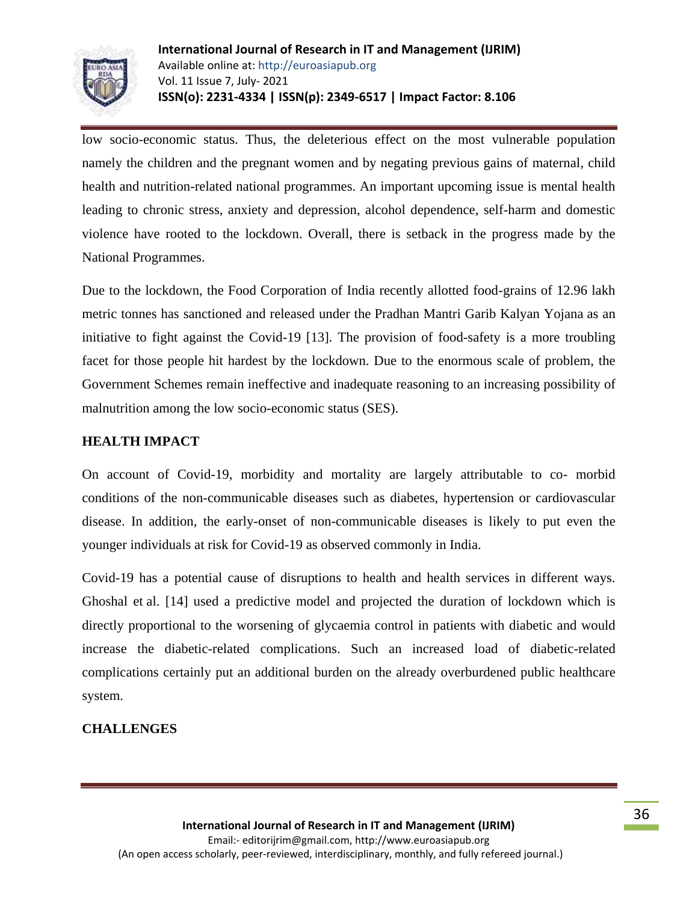low socio-economic status. Thus, the deleterious effect on the most vulnerable population namely the children and the pregnant women and by negating previous gains of maternal, child health and nutrition-related national programmes. An important upcoming issue is mental health leading to chronic stress, anxiety and depression, alcohol dependence, self-harm and domestic violence have rooted to the lockdown. Overall, there is setback in the progress made by the National Programmes.

Due to the lockdown, the Food Corporation of India recently allotted food-grains of 12.96 lakh metric tonnes has sanctioned and released under the Pradhan Mantri Garib Kalyan Yojana as an initiative to fight against the Covid-19 [13]. The provision of food-safety is a more troubling facet for those people hit hardest by the lockdown. Due to the enormous scale of problem, the Government Schemes remain ineffective and inadequate reasoning to an increasing possibility of malnutrition among the low socio-economic status (SES).

## HEALTH IMPACT

On account of Covid-19, morbidity and mortality are largely attributable to co- morbid conditions of the non-communicable diseases such as diabetes, hypertension or cardiovascular disease. In addition, the early-onset of non-communicable diseases is likely to put even the younger individuals at risk for Covid-19 as observed commonly in India.

Covid-19 has a potential cause of disruptions to health and health services in different ways. Ghoshal et al. [14] used a predictive model and projected the duration of lockdown which is directly proportional to the worsening of glycaemia control in patients with diabetic and would increase the diabetic-related complications. Such an increased load of diabetic-related complications certainly put an additional burden on the already overburdened public healthcare system.

## CHALLENGES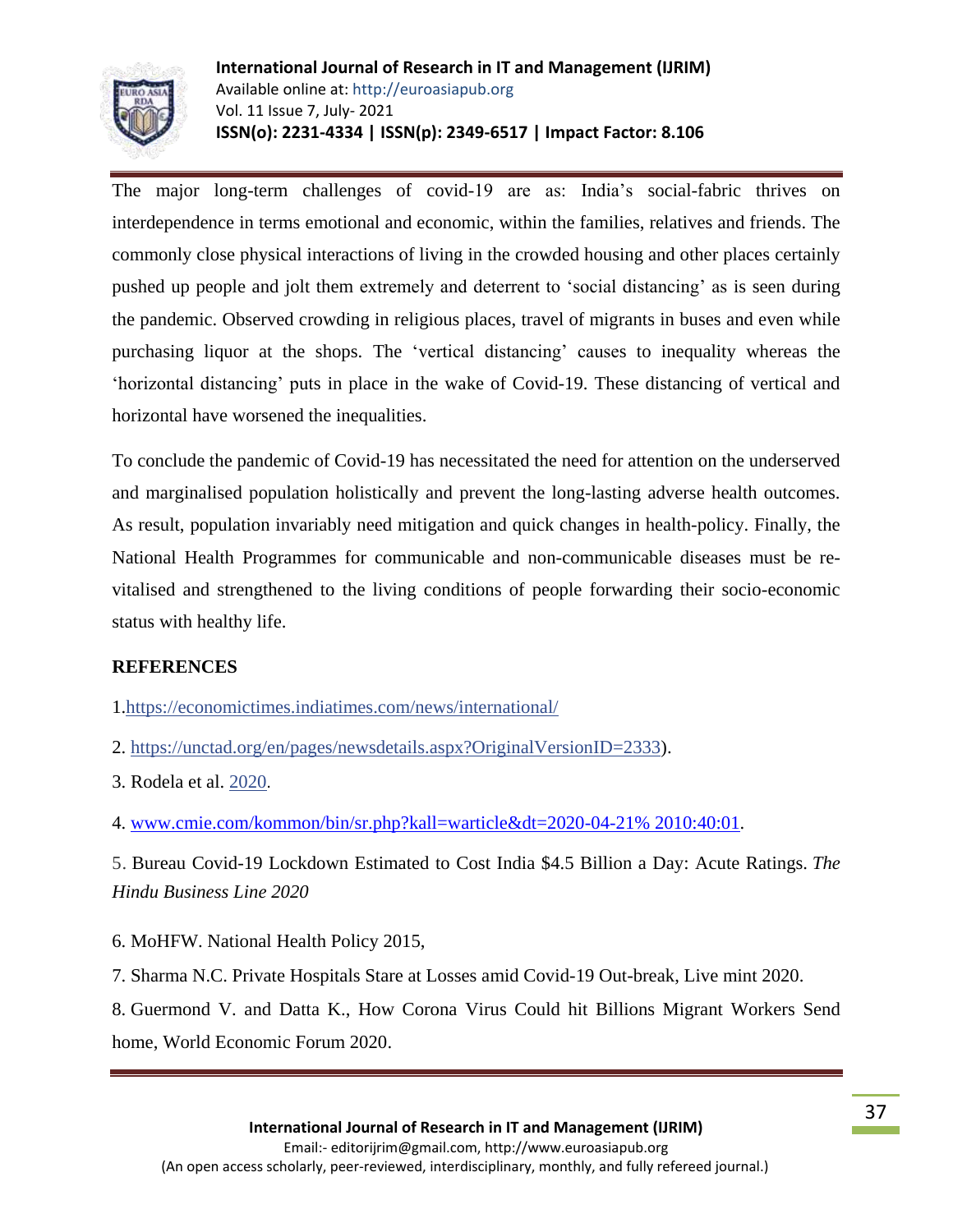The major long-term challenges of covid-19 are as: India's social-fabric thrives on interdependence in terms emotional and economic, within the families, relatives and friends. The commonly close physical interactions of living in the crowded housing and other places certainly pushed up people and jolt them extremely and deterrent to 'social distancing' as is seen during the pandemic. Observed crowding in religious places, travel of migrants in buses and even while purchasing liquor at the shops. The 'vertical distancing' causes to inequality whereas the 'horizontal distancing' puts in place in the wake of Covid-19. These distancing of vertical and horizontal have worsened the inequalities.

To conclude the pandemic of Covid-19 has necessitated the need for attention on the underserved and marginalised population holistically and prevent the long-lasting adverse health outcomes. As result, population invariably need mitigation and quick changes in health-policy. Finally, the National Health Programmes for communicable and non-communicable diseases must be re-vitalised and strengthened to the living conditions of people forwarding their socio-economic status with healthy life.

## REFERENCES

1.https://economictimes.indiatimes.com/news/international/

2. https://unctad.org/en/pages/newsdetails.aspx?OriginalVersionID=2333).

3. Rodela et al. 2020.

4. www.cmie.com/kommon/bin/sr.php?kall=warticle&dt=2020-04-21% 2010:40:01.

5. Bureau Covid-19 Lockdown Estimated to Cost India $4.5 Billion a Day: Acute Ratings. *The Hindu Business Line 2020*

6. MoHFW. National Health Policy 2015,

7. Sharma N.C. Private Hospitals Stare at Losses amid Covid-19 Out-break, Live mint 2020.

8. Guermond V. and Datta K., How Corona Virus Could hit Billions Migrant Workers Send home, World Economic Forum 2020.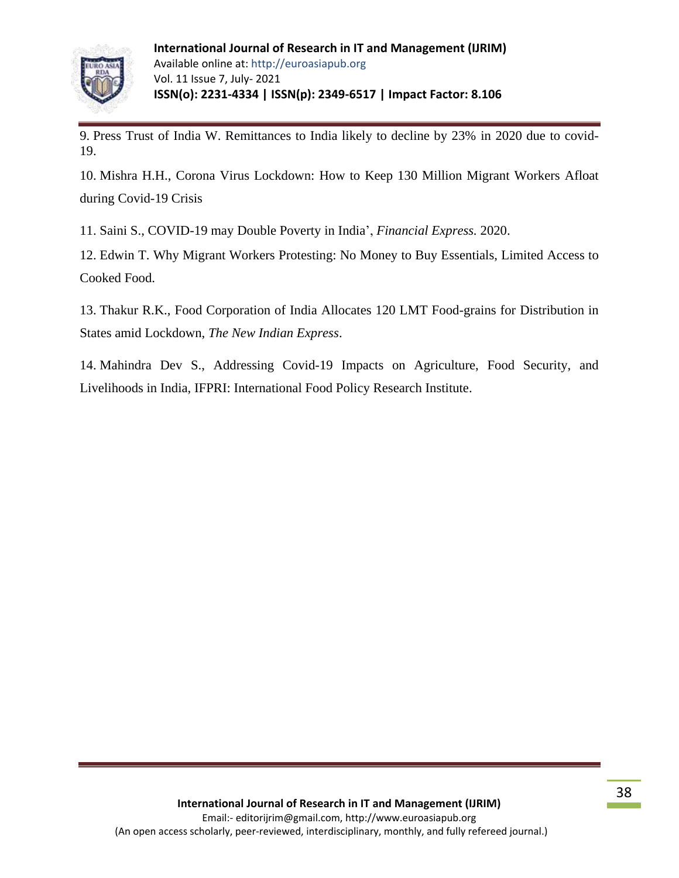9. Press Trust of India W. Remittances to India likely to decline by 23% in 2020 due to covid-19.

10. Mishra H.H., Corona Virus Lockdown: How to Keep 130 Million Migrant Workers Afloat during Covid-19 Crisis

11. Saini S., COVID-19 may Double Poverty in India', *Financial Express.* 2020.

12. Edwin T. Why Migrant Workers Protesting: No Money to Buy Essentials, Limited Access to Cooked Food.

13. Thakur R.K., Food Corporation of India Allocates 120 LMT Food-grains for Distribution in States amid Lockdown, *The New Indian Express*.

14. Mahindra Dev S., Addressing Covid-19 Impacts on Agriculture, Food Security, and Livelihoods in India, IFPRI: International Food Policy Research Institute.